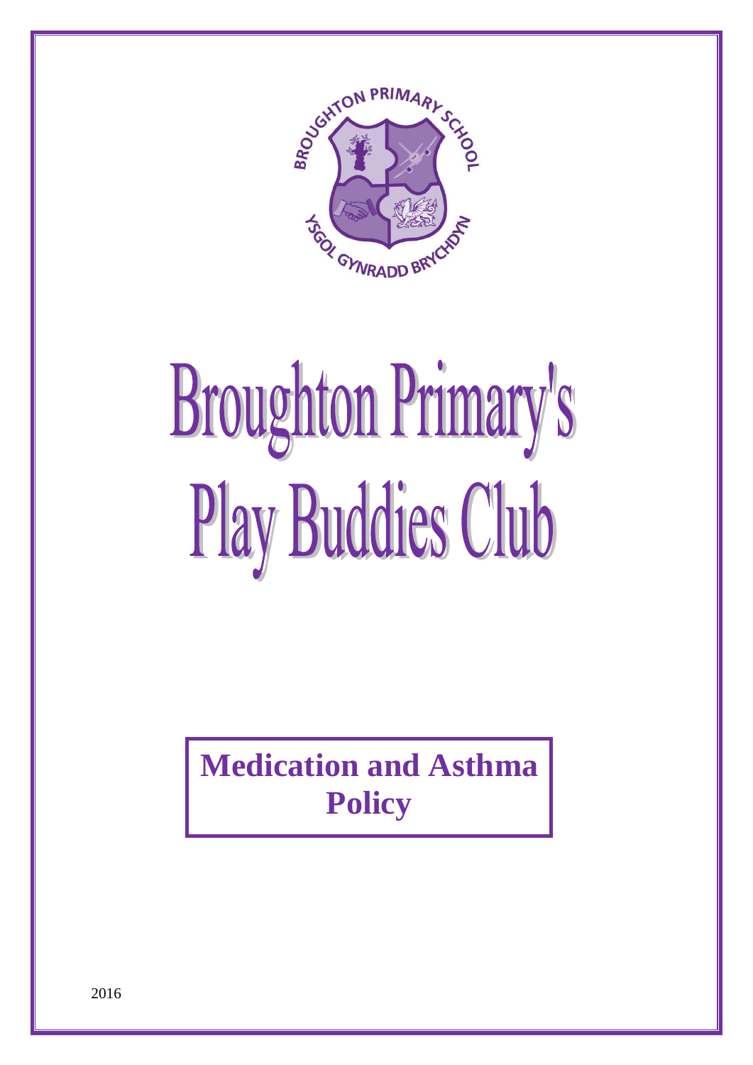BROUGHTON PRIMARY SCHOOL

YSGOL GYNRADD BRYCHDYN

# Broughton Primary's Play Buddies Club

## Medication and Asthma Policy

2016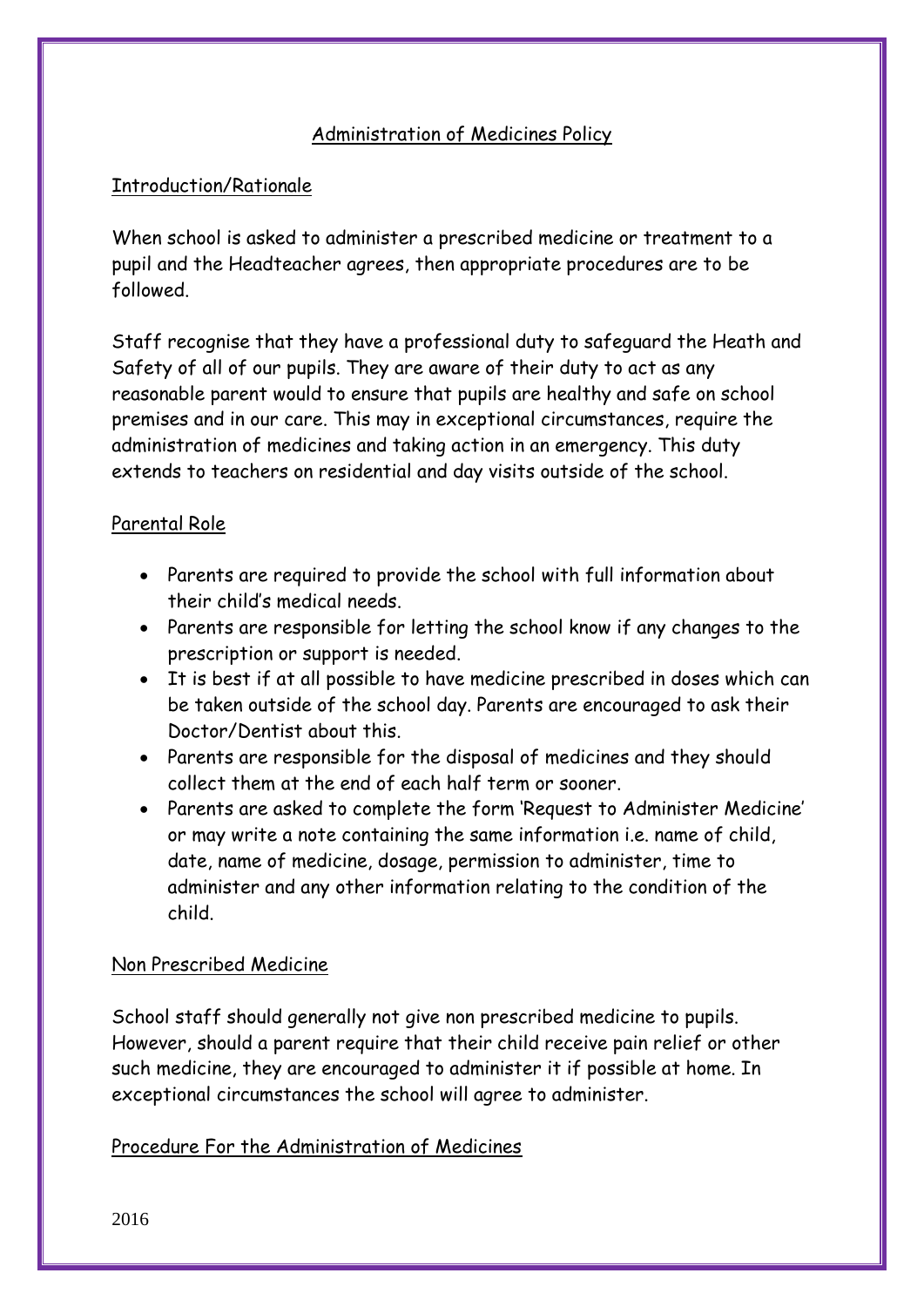## Administration of Medicines Policy

### Introduction/Rationale

When school is asked to administer a prescribed medicine or treatment to a pupil and the Headteacher agrees, then appropriate procedures are to be followed.

Staff recognise that they have a professional duty to safeguard the Heath and Safety of all of our pupils. They are aware of their duty to act as any reasonable parent would to ensure that pupils are healthy and safe on school premises and in our care. This may in exceptional circumstances, require the administration of medicines and taking action in an emergency. This duty extends to teachers on residential and day visits outside of the school.

### Parental Role

- Parents are required to provide the school with full information about their child's medical needs.
- Parents are responsible for letting the school know if any changes to the prescription or support is needed.
- It is best if at all possible to have medicine prescribed in doses which can be taken outside of the school day. Parents are encouraged to ask their Doctor/Dentist about this.
- Parents are responsible for the disposal of medicines and they should collect them at the end of each half term or sooner.
- Parents are asked to complete the form 'Request to Administer Medicine' or may write a note containing the same information i.e. name of child, date, name of medicine, dosage, permission to administer, time to administer and any other information relating to the condition of the child.

### Non Prescribed Medicine

School staff should generally not give non prescribed medicine to pupils. However, should a parent require that their child receive pain relief or other such medicine, they are encouraged to administer it if possible at home. In exceptional circumstances the school will agree to administer.

### Procedure For the Administration of Medicines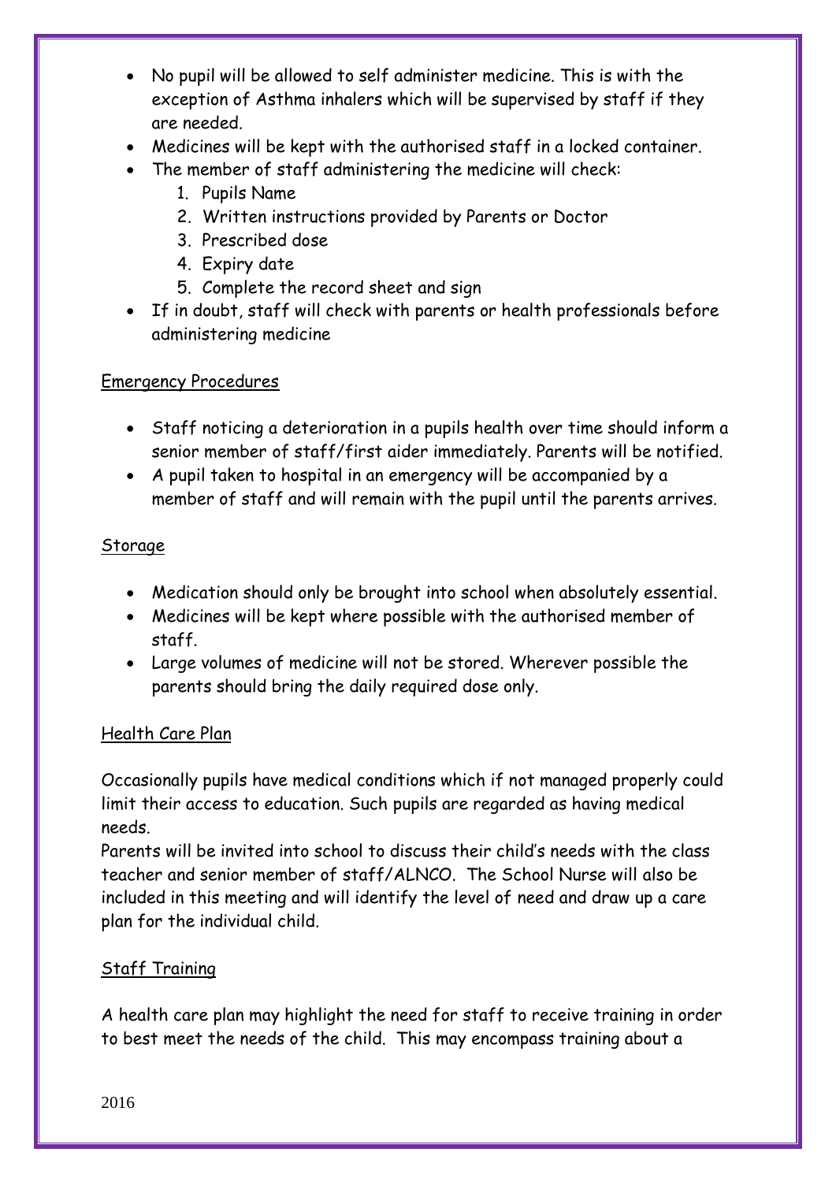- No pupil will be allowed to self administer medicine. This is with the exception of Asthma inhalers which will be supervised by staff if they are needed.
- Medicines will be kept with the authorised staff in a locked container.
- The member of staff administering the medicine will check:
  1. Pupils Name
  2. Written instructions provided by Parents or Doctor
  3. Prescribed dose
  4. Expiry date
  5. Complete the record sheet and sign
- If in doubt, staff will check with parents or health professionals before administering medicine

## Emergency Procedures

- Staff noticing a deterioration in a pupils health over time should inform a senior member of staff/first aider immediately. Parents will be notified.
- A pupil taken to hospital in an emergency will be accompanied by a member of staff and will remain with the pupil until the parents arrives.

## Storage

- Medication should only be brought into school when absolutely essential.
- Medicines will be kept where possible with the authorised member of staff.
- Large volumes of medicine will not be stored. Wherever possible the parents should bring the daily required dose only.

## Health Care Plan

Occasionally pupils have medical conditions which if not managed properly could limit their access to education. Such pupils are regarded as having medical needs.

Parents will be invited into school to discuss their child's needs with the class teacher and senior member of staff/ALNCO. The School Nurse will also be included in this meeting and will identify the level of need and draw up a care plan for the individual child.

## Staff Training

A health care plan may highlight the need for staff to receive training in order to best meet the needs of the child. This may encompass training about a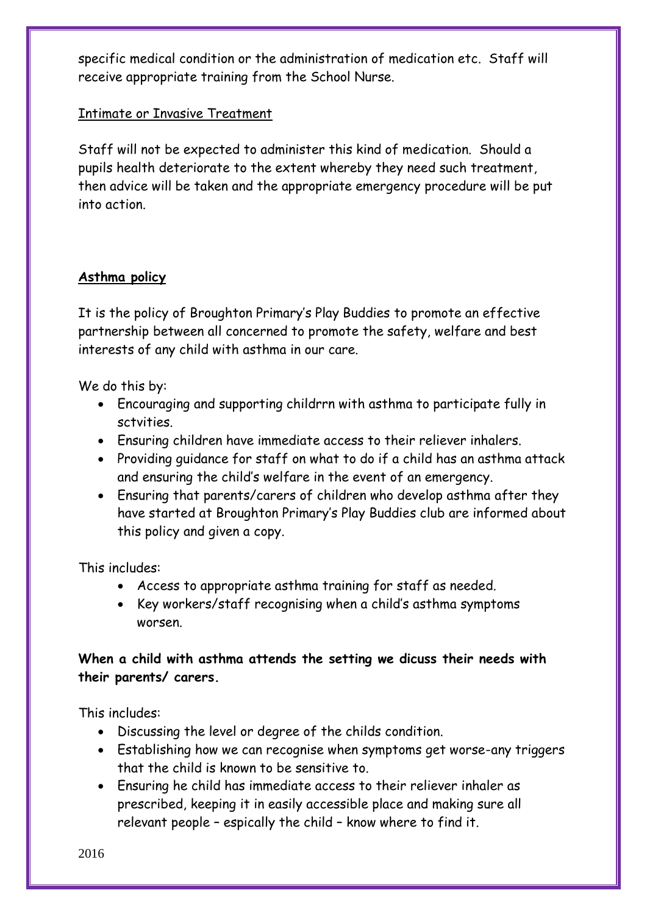specific medical condition or the administration of medication etc. Staff will receive appropriate training from the School Nurse.

Intimate or Invasive Treatment

Staff will not be expected to administer this kind of medication. Should a pupils health deteriorate to the extent whereby they need such treatment, then advice will be taken and the appropriate emergency procedure will be put into action.

## Asthma policy

It is the policy of Broughton Primary's Play Buddies to promote an effective partnership between all concerned to promote the safety, welfare and best interests of any child with asthma in our care.

We do this by:

- Encouraging and supporting childrrn with asthma to participate fully in sctvities.
- Ensuring children have immediate access to their reliever inhalers.
- Providing guidance for staff on what to do if a child has an asthma attack and ensuring the child's welfare in the event of an emergency.
- Ensuring that parents/carers of children who develop asthma after they have started at Broughton Primary's Play Buddies club are informed about this policy and given a copy.

This includes:

- Access to appropriate asthma training for staff as needed.
- Key workers/staff recognising when a child's asthma symptoms worsen.

**When a child with asthma attends the setting we dicuss their needs with their parents/ carers.**

This includes:

- Discussing the level or degree of the childs condition.
- Establishing how we can recognise when symptoms get worse-any triggers that the child is known to be sensitive to.
- Ensuring he child has immediate access to their reliever inhaler as prescribed, keeping it in easily accessible place and making sure all relevant people – espically the child – know where to find it.

2016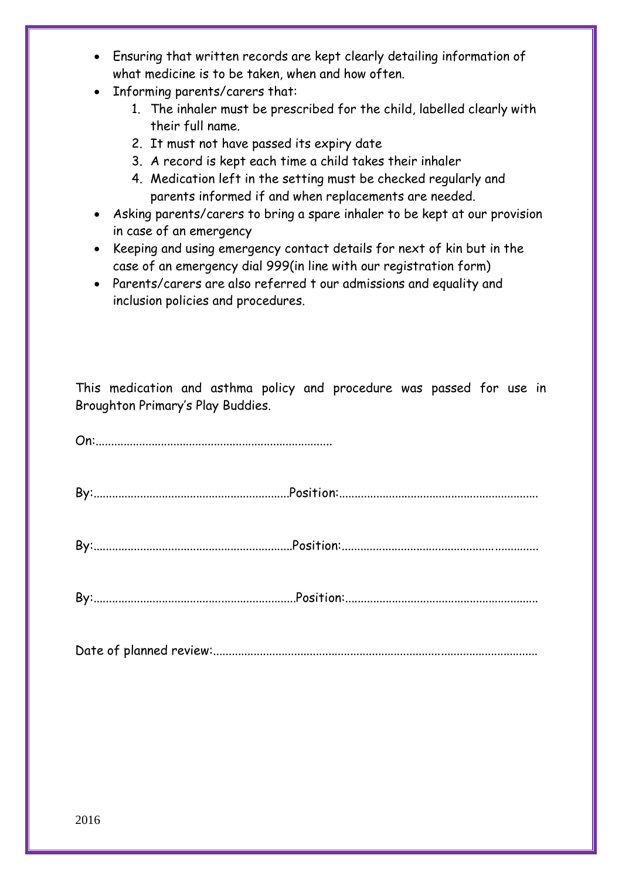- Ensuring that written records are kept clearly detailing information of what medicine is to be taken, when and how often.
- Informing parents/carers that:
    1. The inhaler must be prescribed for the child, labelled clearly with their full name.
    2. It must not have passed its expiry date
    3. A record is kept each time a child takes their inhaler
    4. Medication left in the setting must be checked regularly and parents informed if and when replacements are needed.
- Asking parents/carers to bring a spare inhaler to be kept at our provision in case of an emergency
- Keeping and using emergency contact details for next of kin but in the case of an emergency dial 999(in line with our registration form)
- Parents/carers are also referred t our admissions and equality and inclusion policies and procedures.

This medication and asthma policy and procedure was passed for use in Broughton Primary's Play Buddies.

On:.........................................................................

By:...........................................................Position:.............................................................

By:............................................................Position:.............................................................

By:............................................................Position:...........................................................

Date of planned review:.....................................................................................................

2016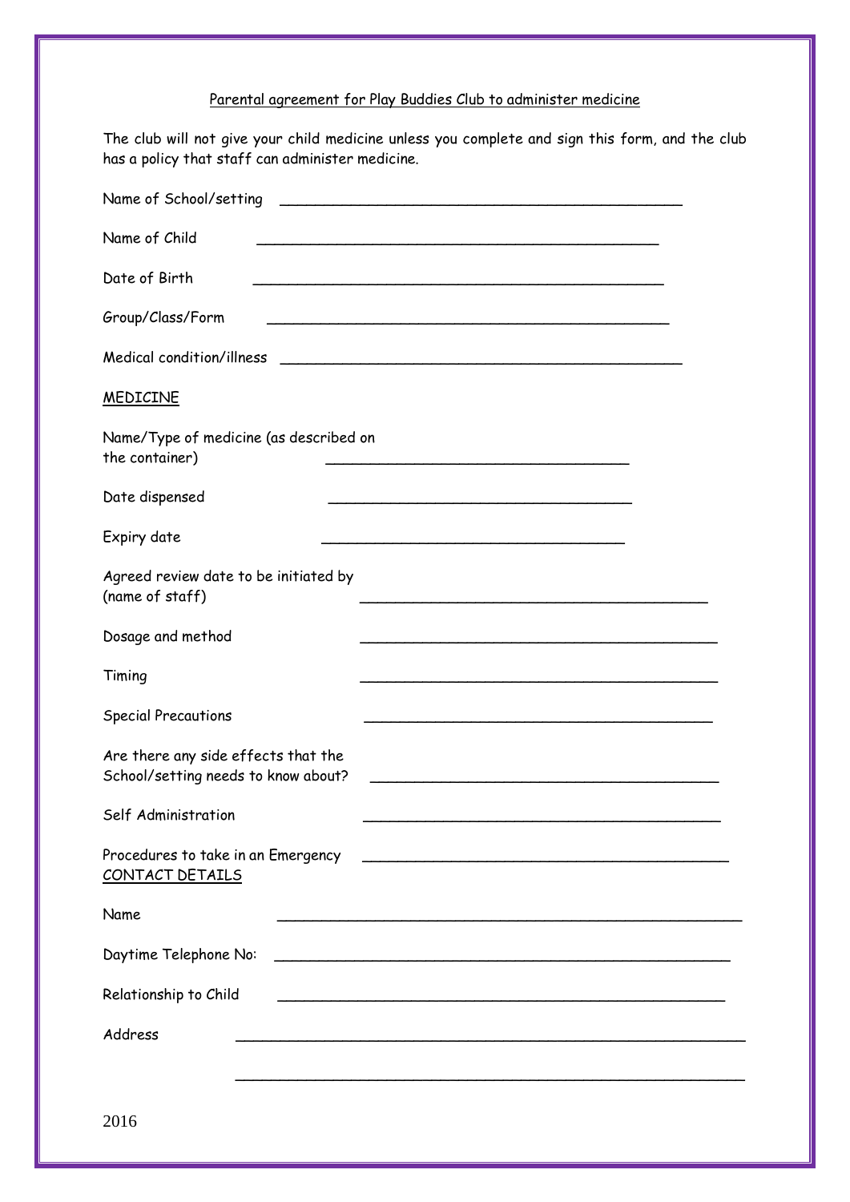Parental agreement for Play Buddies Club to administer medicine

The club will not give your child medicine unless you complete and sign this form, and the club has a policy that staff can administer medicine.

Name of School/setting ______________________________________________

Name of Child ______________________________________________

Date of Birth ______________________________________________

Group/Class/Form ______________________________________________

Medical condition/illness ______________________________________________

MEDICINE

Name/Type of medicine (as described on the container) ________________________________

Date dispensed ________________________________

Expiry date ________________________________

Agreed review date to be initiated by (name of staff) ________________________________________

Dosage and method ________________________________________

Timing ________________________________________

Special Precautions ________________________________________

Are there any side effects that the School/setting needs to know about? ________________________________________

Self Administration ________________________________________

Procedures to take in an Emergency ________________________________________

CONTACT DETAILS

Name ______________________________________________________

Daytime Telephone No: ______________________________________________________

Relationship to Child ______________________________________________________

Address ____________________________________________________________

____________________________________________________________

2016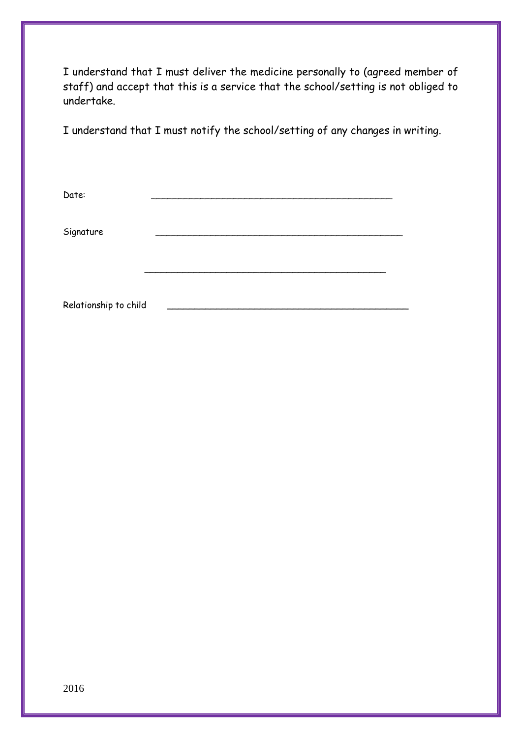I understand that I must deliver the medicine personally to (agreed member of staff) and accept that this is a service that the school/setting is not obliged to undertake.

I understand that I must notify the school/setting of any changes in writing.

Date: ________________________________________

Signature ________________________________________

________________________________________

Relationship to child ________________________________________

2016